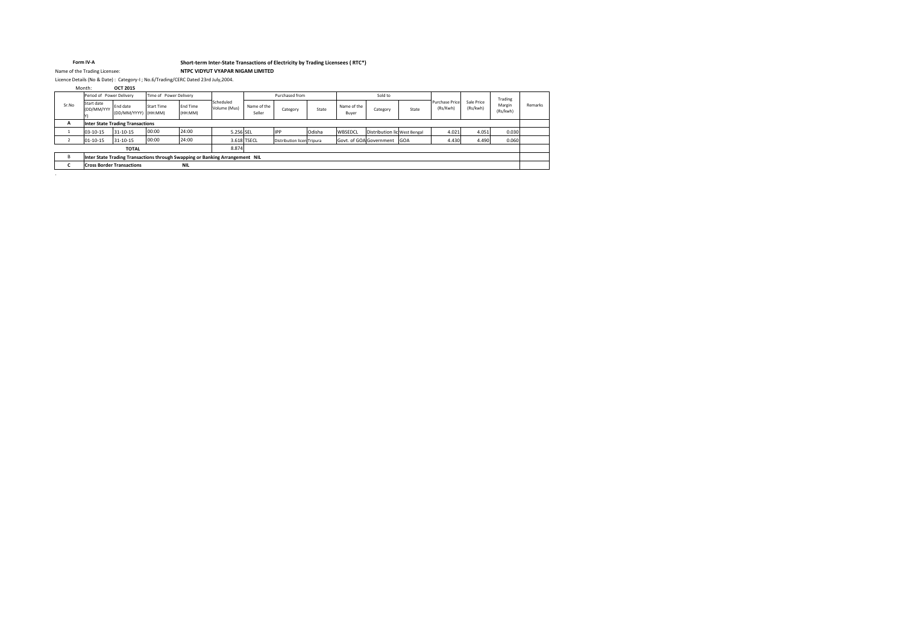**Form IV-A** **Short-term Inter-State Transactions of Electricity by Trading Licensees ( RTC*)**

Name of the Trading Licensee: **NTPC VIDYUT VYAPAR NIGAM LIMITED**

Licence Details (No & Date) : Category-I ; No.6/Trading/CERC Dated 23rd July,2004.

Month: **OCT 2015**

| Sr.No | Period of Power Delivery | | Time of Power Delivery | | Scheduled Volume (Mus) | Purchased from | | | Sold to | | | Purchase Price (Rs/Kwh) | Sale Price (Rs/kwh) | Trading Margin (Rs/kwh) | Remarks |
|---|---|---|---|---|---|---|---|---|---|---|---|---|---|---|---|
| | Start date (DD/MM/YYYY) | End date (DD/MM/YYYY) | Start Time (HH:MM) | End Time (HH:MM) | | Name of the Seller | Category | State | Name of the Buyer | Category | State | | | | |
| **A** | **Inter State Trading Transactions** | | | | | | | | | | | | | | |
| 1 | 03-10-15 | 31-10-15 | 00:00 | 24:00 | 5.256 | SEL | IPP | Odisha | WBSEDCL | Distribution lic | West Bengal | 4.021 | 4.051 | 0.030 | |
| 2 | 01-10-15 | 31-10-15 | 00:00 | 24:00 | 3.618 | TSECL | Distribution licen | Tripura | Govt. of GOA | Government | GOA | 4.430 | 4.490 | 0.060 | |
| | **TOTAL** | | | | 8.874 | | | | | | | | | | |
| B | **Inter State Trading Transactions through Swapping or Banking Arrangement NIL** | | | | | | | | | | | | | | |
| **C** | **Cross Border Transactions** | | | **NIL** | | | | | | | | | | | |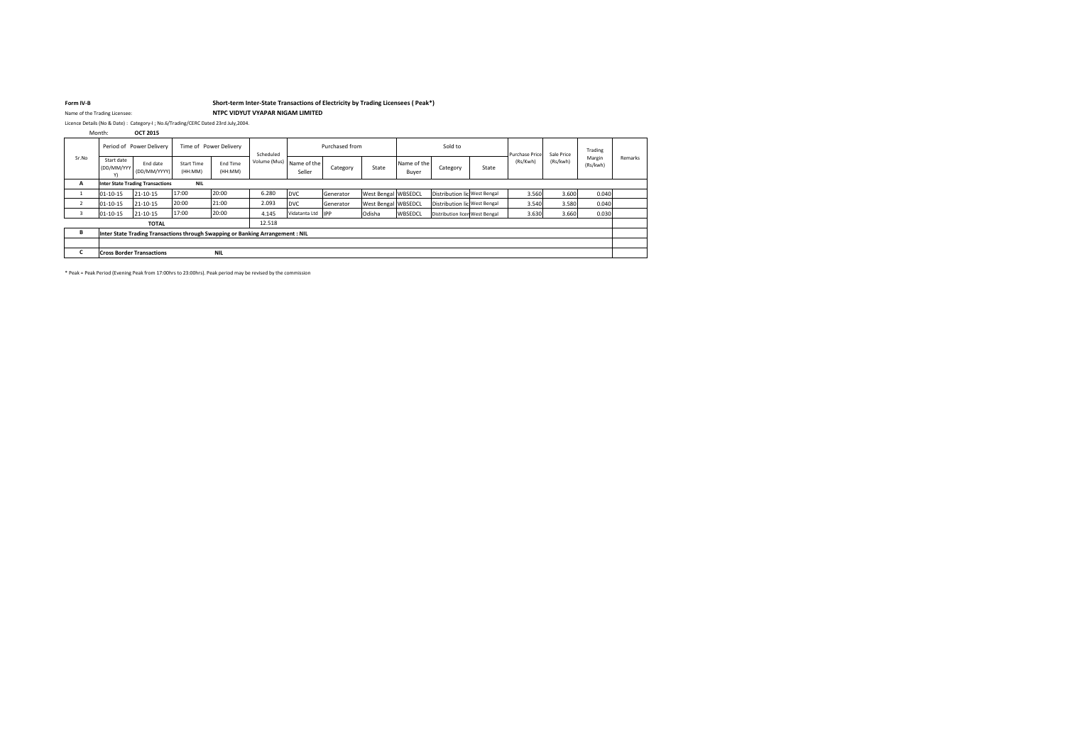**Form IV-B**

**Short-term Inter-State Transactions of Electricity by Trading Licensees ( Peak*)**

Name of the Trading Licensee: **NTPC VIDYUT VYAPAR NIGAM LIMITED**

Licence Details (No & Date) : Category-I ; No.6/Trading/CERC Dated 23rd July,2004.

Month: **OCT 2015**

| Sr.No | Period of Power Delivery | | Time of Power Delivery | | Scheduled Volume (Mus) | Purchased from | | | Sold to | | | Purchase Price (Rs/Kwh) | Sale Price (Rs/kwh) | Trading Margin (Rs/kwh) | Remarks |
|---|---|---|---|---|---|---|---|---|---|---|---|---|---|---|---|
| | Start date (DD/MM/YYYY) | End date (DD/MM/YYYY) | Start Time (HH:MM) | End Time (HH:MM) | | Name of the Seller | Category | State | Name of the Buyer | Category | State | | | | |
| **A** | **Inter State Trading Transactions** | | **NIL** | | | | | | | | | | | | |
| 1 | 01-10-15 | 21-10-15 | 17:00 | 20:00 | 6.280 | DVC | Generator | West Bengal | WBSEDCL | Distribution lic | West Bengal | 3.560 | 3.600 | 0.040 | |
| 2 | 01-10-15 | 21-10-15 | 20:00 | 21:00 | 2.093 | DVC | Generator | West Bengal | WBSEDCL | Distribution lic | West Bengal | 3.540 | 3.580 | 0.040 | |
| 3 | 01-10-15 | 21-10-15 | 17:00 | 20:00 | 4.145 | Vidatanta Ltd | IPP | Odisha | WBSEDCL | Distribution licen | West Bengal | 3.630 | 3.660 | 0.030 | |
| | **TOTAL** | | | | 12.518 | | | | | | | | | | |
| **B** | **Inter State Trading Transactions through Swapping or Banking Arrangement : NIL** | | | | | | | | | | | | | | |
| | | | | | | | | | | | | | | | |
| **C** | **Cross Border Transactions** | | **NIL** | | | | | | | | | | | | |

* Peak = Peak Period (Evening Peak from 17:00hrs to 23:00hrs). Peak period may be revised by the commission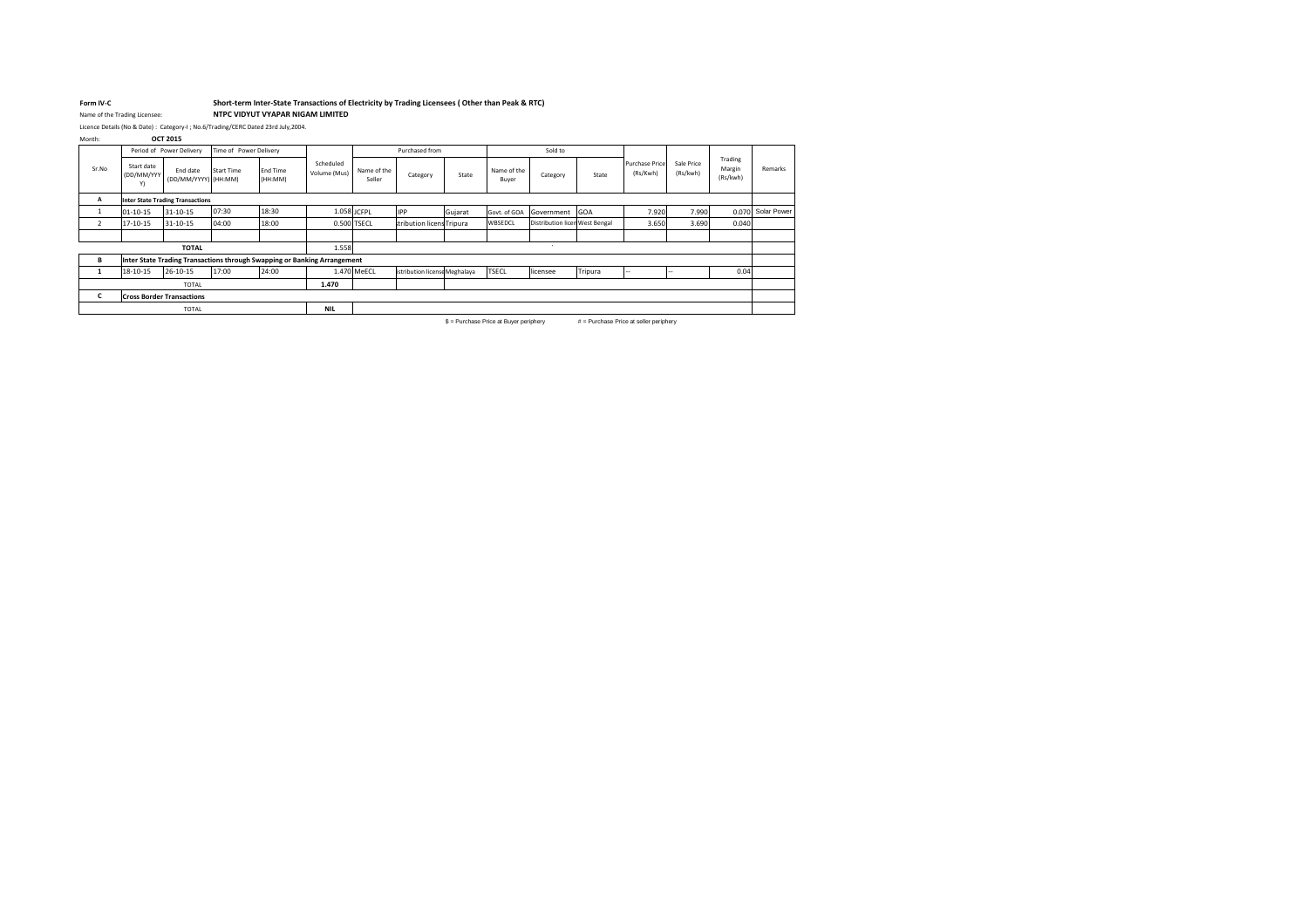**Form IV-C** **Short-term Inter-State Transactions of Electricity by Trading Licensees ( Other than Peak & RTC)**

Name of the Trading Licensee: **NTPC VIDYUT VYAPAR NIGAM LIMITED**

Licence Details (No & Date) : Category-I ; No.6/Trading/CERC Dated 23rd July,2004.

Month: **OCT 2015**

| Sr.No | Period of Power Delivery | | Time of Power Delivery | | Scheduled Volume (Mus) | Purchased from | | | Sold to | | | Purchase Price (Rs/Kwh) | Sale Price (Rs/kwh) | Trading Margin (Rs/kwh) | Remarks |
|---|---|---|---|---|---|---|---|---|---|---|---|---|---|---|---|
| | Start date (DD/MM/YYYY) | End date (DD/MM/YYYY) | Start Time (HH:MM) | End Time (HH:MM) | | Name of the Seller | Category | State | Name of the Buyer | Category | State | | | | |
| **A** | **Inter State Trading Transactions** | | | | | | | | | | | | | | |
| 1 | 01-10-15 | 31-10-15 | 07:30 | 18:30 | 1.058 | JCFPL | IPP | Gujarat | Govt. of GOA | Government | GOA | 7.920 | 7.990 | 0.070 | Solar Power |
| 2 | 17-10-15 | 31-10-15 | 04:00 | 18:00 | 0.500 | TSECL | stribution licens | Tripura | WBSEDCL | Distribution licen | West Bengal | 3.650 | 3.690 | 0.040 | |
| | | | | | | | | | | | | | | | |
| | **TOTAL** | | | | 1.558 | | | | | | | | | | |
| **B** | **Inter State Trading Transactions through Swapping or Banking Arrangement** | | | | | | | | | | | | | | |
| **1** | 18-10-15 | 26-10-15 | 17:00 | 24:00 | 1.470 | MeECL | istribution license | Meghalaya | TSECL | licensee | Tripura | -- | -- | 0.04 | |
| | TOTAL | | | | **1.470** | | | | | | | | | | |
| **C** | **Cross Border Transactions** | | | | | | | | | | | | | | |
| | TOTAL | | | | **NIL** | | | | | | | | | | |

$ = Purchase Price at Buyer periphery # = Purchase Price at seller periphery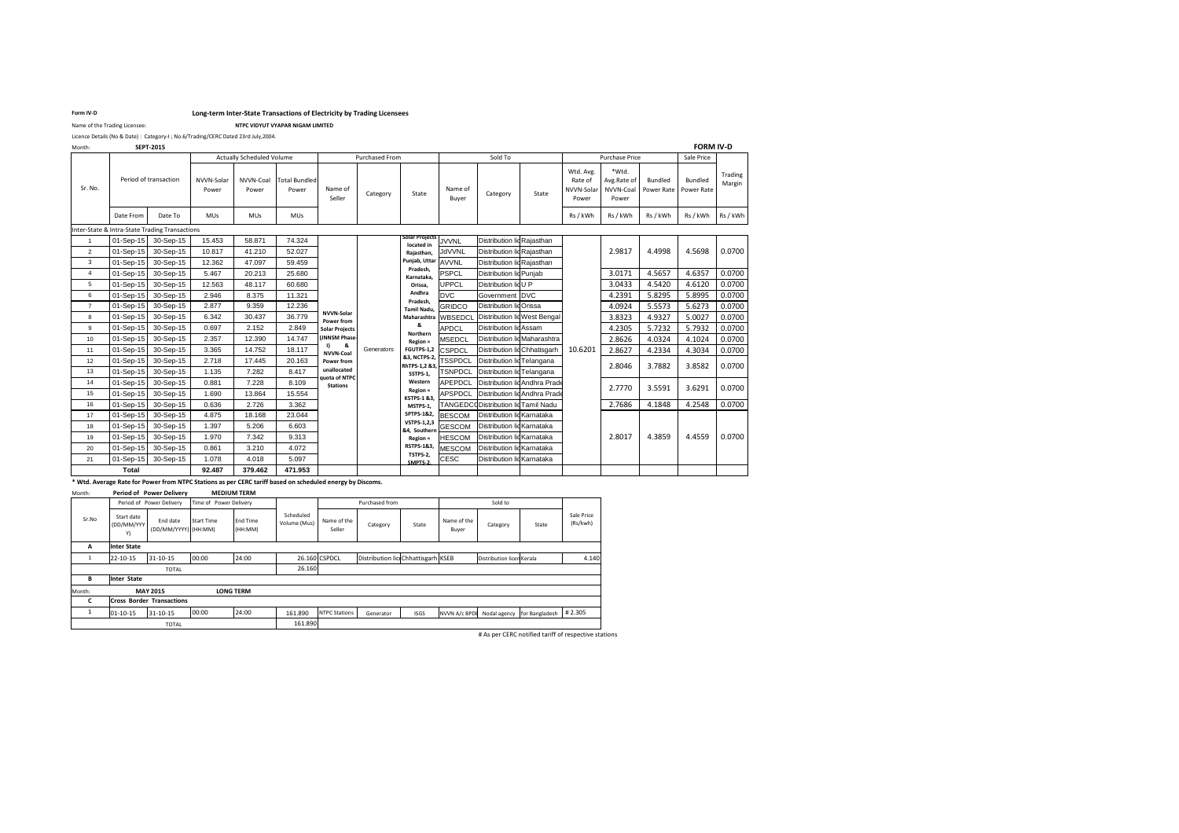Form IV-D

**Long-term Inter-State Transactions of Electricity by Trading Licensees**

Name of the Trading Licensee: **NTPC VIDYUT VYAPAR NIGAM LIMITED**

Licence Details (No & Date) : Category-I ; No.6/Trading/CERC Dated 23rd July,2004.

Month: **SEPT-2015**

**FORM IV-D**

| Sr. No. | Period of transaction | | Actually Scheduled Volume | | | Purchased From | | | Sold To | | | Purchase Price | | | Sale Price | |
|---|---|---|---|---|---|---|---|---|---|---|---|---|---|---|---|---|
| | | | NVVN-Solar Power | NVVN-Coal Power | Total Bundled Power | Name of Seller | Category | State | Name of Buyer | Category | State | Wtd. Avg. Rate of NVVN-Solar Power | *Wtd. Avg.Rate of NVVN-Coal Power | Bundled Power Rate | Bundled Power Rate | Trading Margin |
| | Date From | Date To | MUs | MUs | MUs | | | | | | | Rs / kWh | Rs / kWh | Rs / kWh | Rs / kWh | Rs / kWh |
| Inter-State & Intra-State Trading Transactions | | | | | | | | | | | | | | | | |
| 1 | 01-Sep-15 | 30-Sep-15 | 15.453 | 58.871 | 74.324 | NVVN-Solar Power from Solar Projects (JNNSM Phase-I) & NVVN-Coal Power from unallocated quota of NTPC Stations | Generators | Solar Projects located in Rajasthan, Punjab, Uttar Pradesh, Karnataka, Orissa, Andhra Pradesh, Tamil Nadu, Maharashtra & Northern Region = FGUTPS-1,2 &3, NCTPS-2, RhTPS-1,2 &3, SSTPS-1, Western Region = KSTPS-1 &3, MSTPS-1, SPTPS-1&2, VSTPS-1,2,3 &4, Southern Region = RSTPS-1&3, TSTPS-2, SMPTS-2, | JVVNL | Distribution licensee | Rajasthan | 10.6201 | 2.9817 | 4.4998 | 4.5698 | 0.0700 |
| 2 | 01-Sep-15 | 30-Sep-15 | 10.817 | 41.210 | 52.027 | | | | JdVVNL | Distribution licensee | Rajasthan | | | | | |
| 3 | 01-Sep-15 | 30-Sep-15 | 12.362 | 47.097 | 59.459 | | | | AVVNL | Distribution licensee | Rajasthan | | | | | |
| 4 | 01-Sep-15 | 30-Sep-15 | 5.467 | 20.213 | 25.680 | | | | PSPCL | Distribution licensee | Punjab | | 3.0171 | 4.5657 | 4.6357 | 0.0700 |
| 5 | 01-Sep-15 | 30-Sep-15 | 12.563 | 48.117 | 60.680 | | | | UPPCL | Distribution licensee | U P | | 3.0433 | 4.5420 | 4.6120 | 0.0700 |
| 6 | 01-Sep-15 | 30-Sep-15 | 2.946 | 8.375 | 11.321 | | | | DVC | Government | DVC | | 4.2391 | 5.8295 | 5.8995 | 0.0700 |
| 7 | 01-Sep-15 | 30-Sep-15 | 2.877 | 9.359 | 12.236 | | | | GRIDCO | Distribution licensee | Orissa | | 4.0924 | 5.5573 | 5.6273 | 0.0700 |
| 8 | 01-Sep-15 | 30-Sep-15 | 6.342 | 30.437 | 36.779 | | | | WBSEDCL | Distribution licensee | West Bengal | | 3.8323 | 4.9327 | 5.0027 | 0.0700 |
| 9 | 01-Sep-15 | 30-Sep-15 | 0.697 | 2.152 | 2.849 | | | | APDCL | Distribution licensee | Assam | | 4.2305 | 5.7232 | 5.7932 | 0.0700 |
| 10 | 01-Sep-15 | 30-Sep-15 | 2.357 | 12.390 | 14.747 | | | | MSEDCL | Distribution licensee | Maharashtra | | 2.8626 | 4.0324 | 4.1024 | 0.0700 |
| 11 | 01-Sep-15 | 30-Sep-15 | 3.365 | 14.752 | 18.117 | | | | CSPDCL | Distribution licensee | Chhatisgarh | | 2.8627 | 4.2334 | 4.3034 | 0.0700 |
| 12 | 01-Sep-15 | 30-Sep-15 | 2.718 | 17.445 | 20.163 | | | | TSSPDCL | Distribution licensee | Telangana | | 2.8046 | 3.7882 | 3.8582 | 0.0700 |
| 13 | 01-Sep-15 | 30-Sep-15 | 1.135 | 7.282 | 8.417 | | | | TSNPDCL | Distribution licensee | Telangana | | | | | |
| 14 | 01-Sep-15 | 30-Sep-15 | 0.881 | 7.228 | 8.109 | | | | APEPDCL | Distribution licensee | Andhra Pradesh | | 2.7770 | 3.5591 | 3.6291 | 0.0700 |
| 15 | 01-Sep-15 | 30-Sep-15 | 1.690 | 13.864 | 15.554 | | | | APSPDCL | Distribution licensee | Andhra Pradesh | | | | | |
| 16 | 01-Sep-15 | 30-Sep-15 | 0.636 | 2.726 | 3.362 | | | | TANGEDCO | Distribution licensee | Tamil Nadu | | 2.7686 | 4.1848 | 4.2548 | 0.0700 |
| 17 | 01-Sep-15 | 30-Sep-15 | 4.875 | 18.168 | 23.044 | | | | BESCOM | Distribution licensee | Karnataka | | 2.8017 | 4.3859 | 4.4559 | 0.0700 |
| 18 | 01-Sep-15 | 30-Sep-15 | 1.397 | 5.206 | 6.603 | | | | GESCOM | Distribution licensee | Karnataka | | | | | |
| 19 | 01-Sep-15 | 30-Sep-15 | 1.970 | 7.342 | 9.313 | | | | HESCOM | Distribution licensee | Karnataka | | | | | |
| 20 | 01-Sep-15 | 30-Sep-15 | 0.861 | 3.210 | 4.072 | | | | MESCOM | Distribution licensee | Karnataka | | | | | |
| 21 | 01-Sep-15 | 30-Sep-15 | 1.078 | 4.018 | 5.097 | | | | CESC | Distribution licensee | Karnataka | | | | | |
| Total | | | 92.487 | 379.462 | 471.953 | | | | | | | | | | | |

**\* Wtd. Average Rate for Power from NTPC Stations as per CERC tariff based on scheduled energy by Discoms.**

Month: **Period of Power Delivery** **MEDIUM TERM**

| Sr.No | Period of Power Delivery | | Time of Power Delivery | | Scheduled Volume (Mus) | Purchased from | | | Sold to | | | Sale Price (Rs/kwh) |
|---|---|---|---|---|---|---|---|---|---|---|---|---|
| | Start date (DD/MM/YYYY) | End date (DD/MM/YYYY) | Start Time (HH:MM) | End Time (HH:MM) | | Name of the Seller | Category | State | Name of the Buyer | Category | State | |
| **A** | **Inter State** | | | | | | | | | | | |
| 1 | 22-10-15 | 31-10-15 | 00:00 | 24:00 | 26.160 | CSPDCL | Distribution licensee | Chhattisgarh | KSEB | Distribution licensee | Kerala | 4.140 |
| | TOTAL | | | | 26.160 | | | | | | | |
| **B** | **Inter State** | | | | | | | | | | | |
| Month: | **MAY 2015** | | **LONG TERM** | | | | | | | | | |
| **C** | **Cross Border Transactions** | | | | | | | | | | | |
| 1 | 01-10-15 | 31-10-15 | 00:00 | 24:00 | 161.890 | NTPC Stations | Generator | ISGS | NVVN A/c BPDB | Nodal agency | for Bangladesh | # 2.305 |
| | TOTAL | | | | 161.890 | | | | | | | |

\# As per CERC notified tariff of respective stations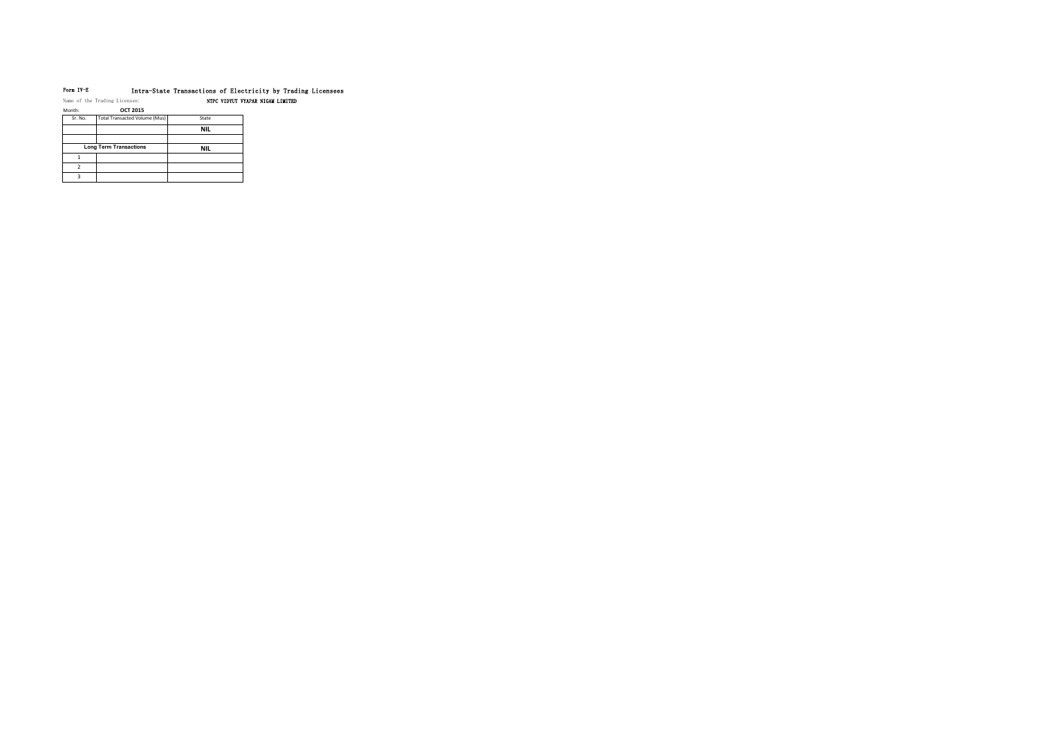Form IV-E

# Intra-State Transactions of Electricity by Trading Licensees

Name of the Trading Licensee: **NTPC VIDYUT VYAPAR NIGAM LIMITED**

Month: **OCT 2015**

| Sr. No. | Total Transacted Volume (Mus) | State |
|---|---|---|
| | | **NIL** |
| | | |
| **Long Term Transactions** | | **NIL** |
| 1 | | |
| 2 | | |
| 3 | | |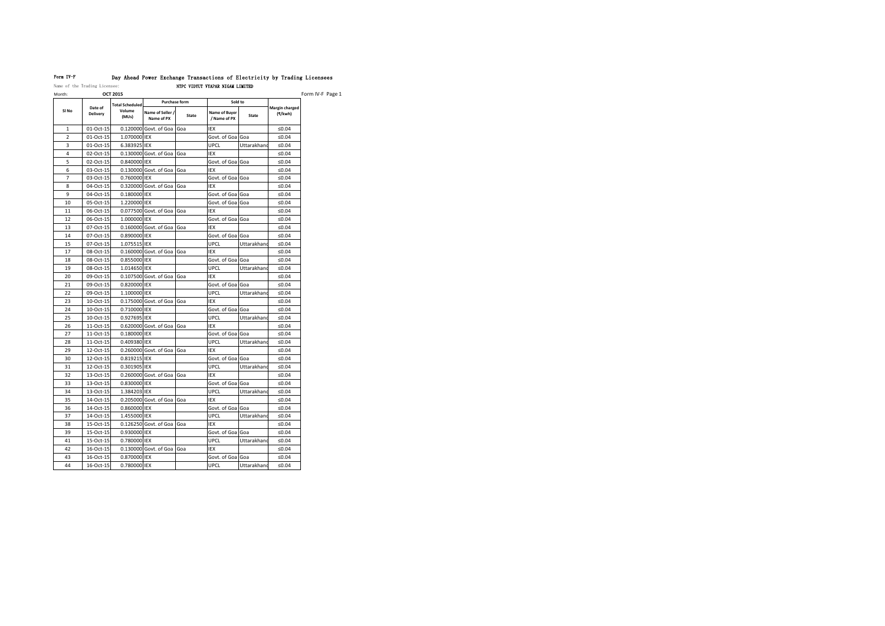Form IV-F

# Day Ahead Power Exchange Transactions of Electricity by Trading Licensees

Name of the Trading Licensee: NTPC VIDYUT VYAPAR NIGAM LIMITED

Month: OCT 2015

Form IV-F Page 1

| Sl No | Date of Delivery | Total Scheduled Volume (MUs) | Purchase form | | Sold to | | Margin charged (₹/kwh) |
|---|---|---|---|---|---|---|---|
| | | | Name of Seller / Name of PX | State | Name of Buyer / Name of PX | State | |
| 1 | 01-Oct-15 | 0.120000 | Govt. of Goa | Goa | IEX | | ≤0.04 |
| 2 | 01-Oct-15 | 1.070000 | IEX | | Govt. of Goa | Goa | ≤0.04 |
| 3 | 01-Oct-15 | 6.383925 | IEX | | UPCL | Uttarakhand | ≤0.04 |
| 4 | 02-Oct-15 | 0.130000 | Govt. of Goa | Goa | IEX | | ≤0.04 |
| 5 | 02-Oct-15 | 0.840000 | IEX | | Govt. of Goa | Goa | ≤0.04 |
| 6 | 03-Oct-15 | 0.130000 | Govt. of Goa | Goa | IEX | | ≤0.04 |
| 7 | 03-Oct-15 | 0.760000 | IEX | | Govt. of Goa | Goa | ≤0.04 |
| 8 | 04-Oct-15 | 0.320000 | Govt. of Goa | Goa | IEX | | ≤0.04 |
| 9 | 04-Oct-15 | 0.180000 | IEX | | Govt. of Goa | Goa | ≤0.04 |
| 10 | 05-Oct-15 | 1.220000 | IEX | | Govt. of Goa | Goa | ≤0.04 |
| 11 | 06-Oct-15 | 0.077500 | Govt. of Goa | Goa | IEX | | ≤0.04 |
| 12 | 06-Oct-15 | 1.000000 | IEX | | Govt. of Goa | Goa | ≤0.04 |
| 13 | 07-Oct-15 | 0.160000 | Govt. of Goa | Goa | IEX | | ≤0.04 |
| 14 | 07-Oct-15 | 0.890000 | IEX | | Govt. of Goa | Goa | ≤0.04 |
| 15 | 07-Oct-15 | 1.075515 | IEX | | UPCL | Uttarakhand | ≤0.04 |
| 17 | 08-Oct-15 | 0.160000 | Govt. of Goa | Goa | IEX | | ≤0.04 |
| 18 | 08-Oct-15 | 0.855000 | IEX | | Govt. of Goa | Goa | ≤0.04 |
| 19 | 08-Oct-15 | 1.014650 | IEX | | UPCL | Uttarakhand | ≤0.04 |
| 20 | 09-Oct-15 | 0.107500 | Govt. of Goa | Goa | IEX | | ≤0.04 |
| 21 | 09-Oct-15 | 0.820000 | IEX | | Govt. of Goa | Goa | ≤0.04 |
| 22 | 09-Oct-15 | 1.100000 | IEX | | UPCL | Uttarakhand | ≤0.04 |
| 23 | 10-Oct-15 | 0.175000 | Govt. of Goa | Goa | IEX | | ≤0.04 |
| 24 | 10-Oct-15 | 0.710000 | IEX | | Govt. of Goa | Goa | ≤0.04 |
| 25 | 10-Oct-15 | 0.927695 | IEX | | UPCL | Uttarakhand | ≤0.04 |
| 26 | 11-Oct-15 | 0.620000 | Govt. of Goa | Goa | IEX | | ≤0.04 |
| 27 | 11-Oct-15 | 0.180000 | IEX | | Govt. of Goa | Goa | ≤0.04 |
| 28 | 11-Oct-15 | 0.409380 | IEX | | UPCL | Uttarakhand | ≤0.04 |
| 29 | 12-Oct-15 | 0.260000 | Govt. of Goa | Goa | IEX | | ≤0.04 |
| 30 | 12-Oct-15 | 0.819215 | IEX | | Govt. of Goa | Goa | ≤0.04 |
| 31 | 12-Oct-15 | 0.301905 | IEX | | UPCL | Uttarakhand | ≤0.04 |
| 32 | 13-Oct-15 | 0.260000 | Govt. of Goa | Goa | IEX | | ≤0.04 |
| 33 | 13-Oct-15 | 0.830000 | IEX | | Govt. of Goa | Goa | ≤0.04 |
| 34 | 13-Oct-15 | 1.384203 | IEX | | UPCL | Uttarakhand | ≤0.04 |
| 35 | 14-Oct-15 | 0.205000 | Govt. of Goa | Goa | IEX | | ≤0.04 |
| 36 | 14-Oct-15 | 0.860000 | IEX | | Govt. of Goa | Goa | ≤0.04 |
| 37 | 14-Oct-15 | 1.455000 | IEX | | UPCL | Uttarakhand | ≤0.04 |
| 38 | 15-Oct-15 | 0.126250 | Govt. of Goa | Goa | IEX | | ≤0.04 |
| 39 | 15-Oct-15 | 0.930000 | IEX | | Govt. of Goa | Goa | ≤0.04 |
| 41 | 15-Oct-15 | 0.780000 | IEX | | UPCL | Uttarakhand | ≤0.04 |
| 42 | 16-Oct-15 | 0.130000 | Govt. of Goa | Goa | IEX | | ≤0.04 |
| 43 | 16-Oct-15 | 0.870000 | IEX | | Govt. of Goa | Goa | ≤0.04 |
| 44 | 16-Oct-15 | 0.780000 | IEX | | UPCL | Uttarakhand | ≤0.04 |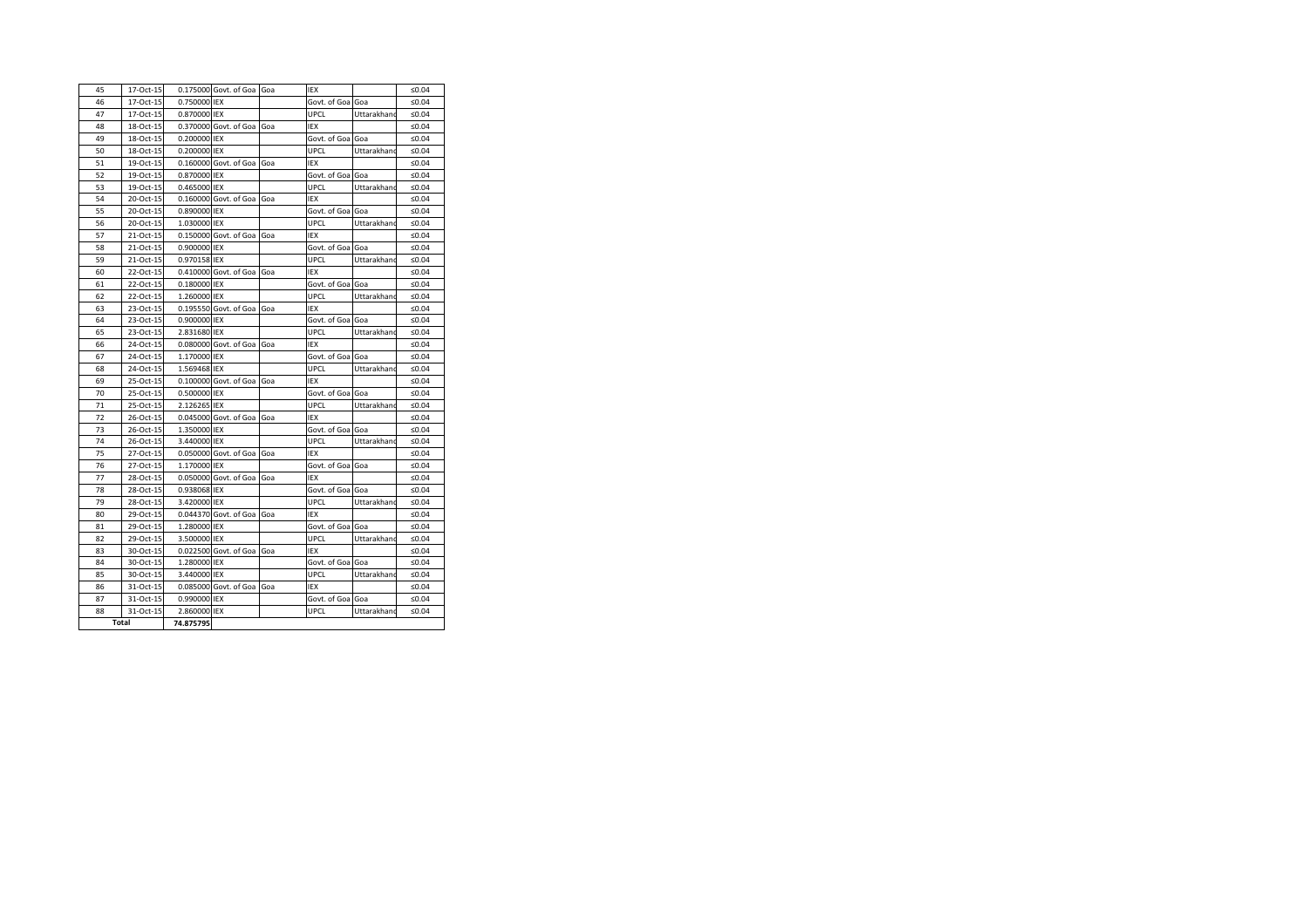| 45 | 17-Oct-15 | 0.175000 | Govt. of Goa | Goa | IEX | | ≤0.04 |
|---|---|---|---|---|---|---|---|
| 46 | 17-Oct-15 | 0.750000 | IEX | | Govt. of Goa | Goa | ≤0.04 |
| 47 | 17-Oct-15 | 0.870000 | IEX | | UPCL | Uttarakhand | ≤0.04 |
| 48 | 18-Oct-15 | 0.370000 | Govt. of Goa | Goa | IEX | | ≤0.04 |
| 49 | 18-Oct-15 | 0.200000 | IEX | | Govt. of Goa | Goa | ≤0.04 |
| 50 | 18-Oct-15 | 0.200000 | IEX | | UPCL | Uttarakhand | ≤0.04 |
| 51 | 19-Oct-15 | 0.160000 | Govt. of Goa | Goa | IEX | | ≤0.04 |
| 52 | 19-Oct-15 | 0.870000 | IEX | | Govt. of Goa | Goa | ≤0.04 |
| 53 | 19-Oct-15 | 0.465000 | IEX | | UPCL | Uttarakhand | ≤0.04 |
| 54 | 20-Oct-15 | 0.160000 | Govt. of Goa | Goa | IEX | | ≤0.04 |
| 55 | 20-Oct-15 | 0.890000 | IEX | | Govt. of Goa | Goa | ≤0.04 |
| 56 | 20-Oct-15 | 1.030000 | IEX | | UPCL | Uttarakhand | ≤0.04 |
| 57 | 21-Oct-15 | 0.150000 | Govt. of Goa | Goa | IEX | | ≤0.04 |
| 58 | 21-Oct-15 | 0.900000 | IEX | | Govt. of Goa | Goa | ≤0.04 |
| 59 | 21-Oct-15 | 0.970158 | IEX | | UPCL | Uttarakhand | ≤0.04 |
| 60 | 22-Oct-15 | 0.410000 | Govt. of Goa | Goa | IEX | | ≤0.04 |
| 61 | 22-Oct-15 | 0.180000 | IEX | | Govt. of Goa | Goa | ≤0.04 |
| 62 | 22-Oct-15 | 1.260000 | IEX | | UPCL | Uttarakhand | ≤0.04 |
| 63 | 23-Oct-15 | 0.195550 | Govt. of Goa | Goa | IEX | | ≤0.04 |
| 64 | 23-Oct-15 | 0.900000 | IEX | | Govt. of Goa | Goa | ≤0.04 |
| 65 | 23-Oct-15 | 2.831680 | IEX | | UPCL | Uttarakhand | ≤0.04 |
| 66 | 24-Oct-15 | 0.080000 | Govt. of Goa | Goa | IEX | | ≤0.04 |
| 67 | 24-Oct-15 | 1.170000 | IEX | | Govt. of Goa | Goa | ≤0.04 |
| 68 | 24-Oct-15 | 1.569468 | IEX | | UPCL | Uttarakhand | ≤0.04 |
| 69 | 25-Oct-15 | 0.100000 | Govt. of Goa | Goa | IEX | | ≤0.04 |
| 70 | 25-Oct-15 | 0.500000 | IEX | | Govt. of Goa | Goa | ≤0.04 |
| 71 | 25-Oct-15 | 2.126265 | IEX | | UPCL | Uttarakhand | ≤0.04 |
| 72 | 26-Oct-15 | 0.045000 | Govt. of Goa | Goa | IEX | | ≤0.04 |
| 73 | 26-Oct-15 | 1.350000 | IEX | | Govt. of Goa | Goa | ≤0.04 |
| 74 | 26-Oct-15 | 3.440000 | IEX | | UPCL | Uttarakhand | ≤0.04 |
| 75 | 27-Oct-15 | 0.050000 | Govt. of Goa | Goa | IEX | | ≤0.04 |
| 76 | 27-Oct-15 | 1.170000 | IEX | | Govt. of Goa | Goa | ≤0.04 |
| 77 | 28-Oct-15 | 0.050000 | Govt. of Goa | Goa | IEX | | ≤0.04 |
| 78 | 28-Oct-15 | 0.938068 | IEX | | Govt. of Goa | Goa | ≤0.04 |
| 79 | 28-Oct-15 | 3.420000 | IEX | | UPCL | Uttarakhand | ≤0.04 |
| 80 | 29-Oct-15 | 0.044370 | Govt. of Goa | Goa | IEX | | ≤0.04 |
| 81 | 29-Oct-15 | 1.280000 | IEX | | Govt. of Goa | Goa | ≤0.04 |
| 82 | 29-Oct-15 | 3.500000 | IEX | | UPCL | Uttarakhand | ≤0.04 |
| 83 | 30-Oct-15 | 0.022500 | Govt. of Goa | Goa | IEX | | ≤0.04 |
| 84 | 30-Oct-15 | 1.280000 | IEX | | Govt. of Goa | Goa | ≤0.04 |
| 85 | 30-Oct-15 | 3.440000 | IEX | | UPCL | Uttarakhand | ≤0.04 |
| 86 | 31-Oct-15 | 0.085000 | Govt. of Goa | Goa | IEX | | ≤0.04 |
| 87 | 31-Oct-15 | 0.990000 | IEX | | Govt. of Goa | Goa | ≤0.04 |
| 88 | 31-Oct-15 | 2.860000 | IEX | | UPCL | Uttarakhand | ≤0.04 |
| **Total** | | 74.875795 | | | | | |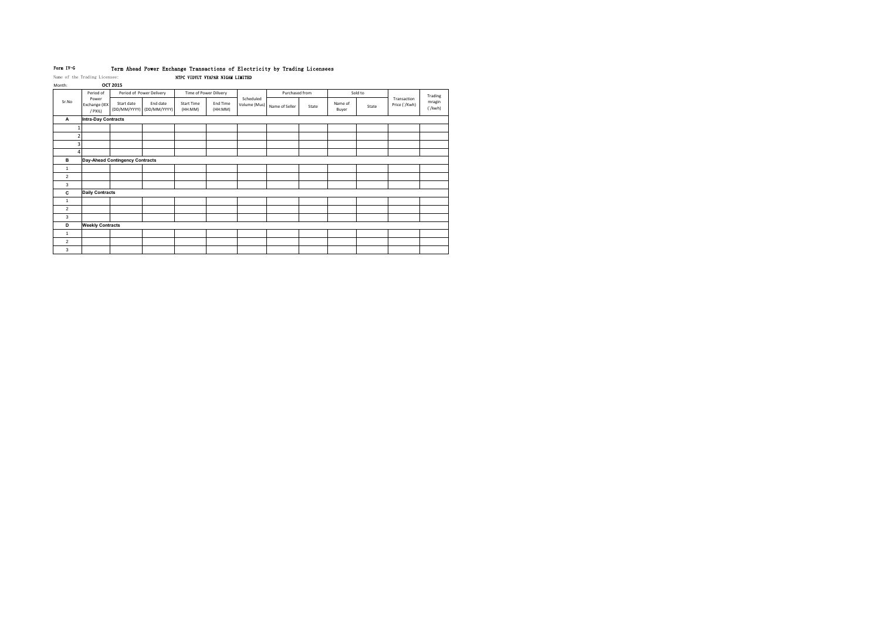Form IV-G **Term Ahead Power Exchange Transactions of Electricity by Trading Licensees**

Name of the Trading Licensee: **NTPC VIDYUT VYAPAR NIGAM LIMITED**

Month: **OCT 2015**

| Sr.No | Period of Power Exchange (IEX / PXIL) | Period of Power Delivery | | Time of Power Dilivery | | Scheduled Volume (Mus) | Purchased from | | Sold to | | Transaction Price (`/Kwh) | Trading mragin (`/kwh) |
|---|---|---|---|---|---|---|---|---|---|---|---|---|
| | | Start date (DD/MM/YYYY) | End date (DD/MM/YYYY) | Start Time (HH:MM) | End Time (HH:MM) | | Name of Seller | State | Name of Buyer | State | | |
| **A** | **Intra-Day Contracts** | | | | | | | | | | | |
| 1 | | | | | | | | | | | | |
| 2 | | | | | | | | | | | | |
| 3 | | | | | | | | | | | | |
| 4 | | | | | | | | | | | | |
| **B** | **Day-Ahead Contingency Contracts** | | | | | | | | | | | |
| 1 | | | | | | | | | | | | |
| 2 | | | | | | | | | | | | |
| 3 | | | | | | | | | | | | |
| **C** | **Daily Contracts** | | | | | | | | | | | |
| 1 | | | | | | | | | | | | |
| 2 | | | | | | | | | | | | |
| 3 | | | | | | | | | | | | |
| **D** | **Weekly Contracts** | | | | | | | | | | | |
| 1 | | | | | | | | | | | | |
| 2 | | | | | | | | | | | | |
| 3 | | | | | | | | | | | | |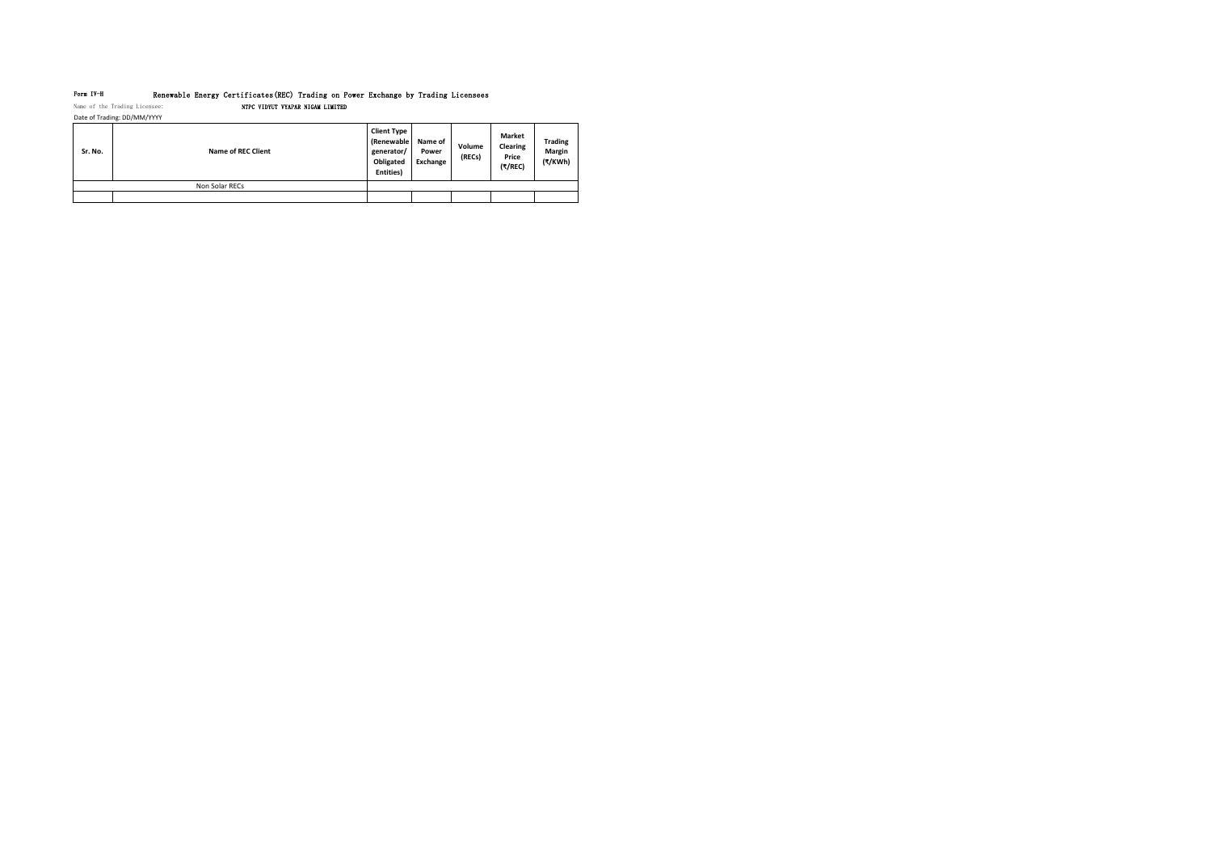Form IV-H Renewable Energy Certificates(REC) Trading on Power Exchange by Trading Licensees

Name of the Trading Licensee: NTPC VIDYUT VYAPAR NIGAM LIMITED

Date of Trading: DD/MM/YYYY

| Sr. No. | Name of REC Client | Client Type (Renewable generator/ Obligated Entities) | Name of Power Exchange | Volume (RECs) | Market Clearing Price (₹/REC) | Trading Margin (₹/KWh) |
|---|---|---|---|---|---|---|
| Non Solar RECs | | | | | | |
| | | | | | | |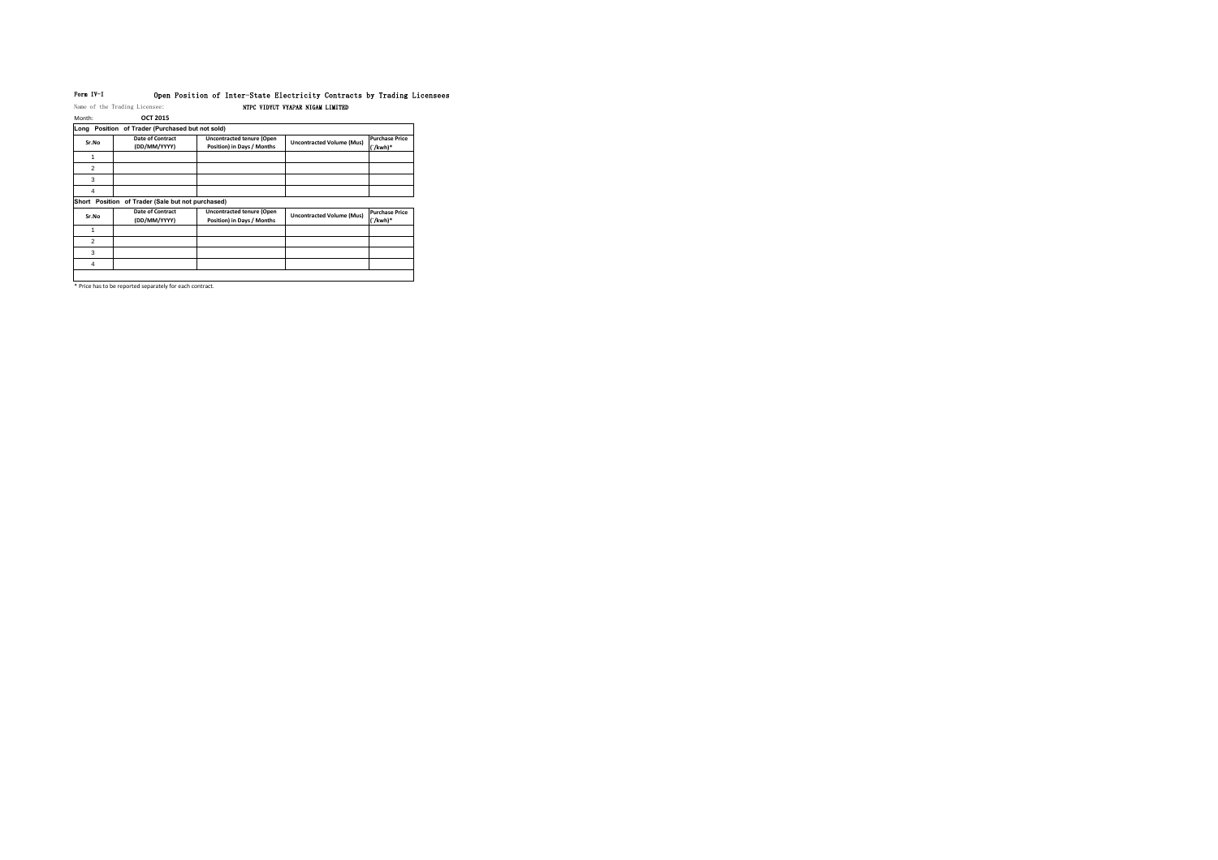Form IV-I

# Open Position of Inter-State Electricity Contracts by Trading Licensees

Name of the Trading Licensee: **NTPC VIDYUT VYAPAR NIGAM LIMITED**

Month: **OCT 2015**

**Long Position of Trader (Purchased but not sold)**

| Sr.No | Date of Contract (DD/MM/YYYY) | Uncontracted tenure (Open Position) in Days / Months | Uncontracted Volume (Mus) | Purchase Price (`/kwh)* |
|---|---|---|---|---|
| 1 | | | | |
| 2 | | | | |
| 3 | | | | |
| 4 | | | | |

**Short Position of Trader (Sale but not purchased)**

| Sr.No | Date of Contract (DD/MM/YYYY) | Uncontracted tenure (Open Position) in Days / Months | Uncontracted Volume (Mus) | Purchase Price (`/kwh)* |
|---|---|---|---|---|
| 1 | | | | |
| 2 | | | | |
| 3 | | | | |
| 4 | | | | |
| | | | | |

* Price has to be reported separately for each contract.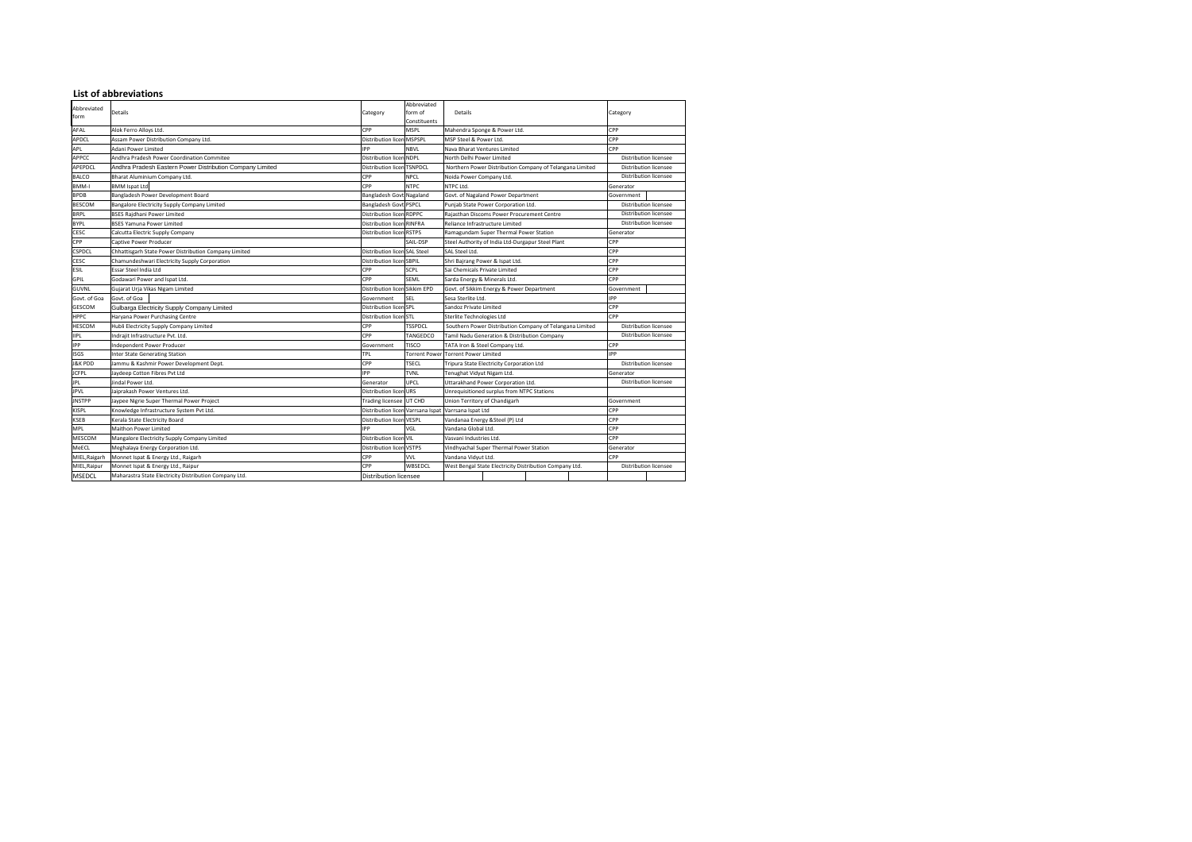## List of abbreviations

| Abbreviated form | Details | Category | Abbreviated form of Constituents | Details | Category |
|---|---|---|---|---|---|
| AFAL | Alok Ferro Alloys Ltd. | CPP | MSPL | Mahendra Sponge & Power Ltd. | CPP |
| APDCL | Assam Power Distribution Company Ltd. | Distribution licen | MSPSPL | MSP Steel & Power Ltd. | CPP |
| APL | Adani Power Limited | IPP | NBVL | Nava Bharat Ventures Limited | CPP |
| APPCC | Andhra Pradesh Power Coordination Commitee | Distribution licen | NDPL | North Delhi Power Limited | Distribution licensee |
| APEPDCL | Andhra Pradesh Eastern Power Distribution Company Limited | Distribution licen | TSNPDCL | Northern Power Distribution Company of Telangana Limited | Distribution licensee |
| BALCO | Bharat Aluminium Company Ltd. | CPP | NPCL | Noida Power Company Ltd. | Distribution licensee |
| BMM-I | BMM Ispat Ltd | CPP | NTPC | NTPC Ltd. | Generator |
| BPDB | Bangladesh Power Development Board | Bangladesh Govt | Nagaland | Govt. of Nagaland Power Department | Government |
| BESCOM | Bangalore Electricity Supply Company Limited | Bangladesh Govt | PSPCL | Punjab State Power Corporation Ltd. | Distribution licensee |
| BRPL | BSES Rajdhani Power Limited | Distribution licen | RDPPC | Rajasthan Discoms Power Procurement Centre | Distribution licensee |
| BYPL | BSES Yamuna Power Limited | Distribution licen | RINFRA | Reliance Infrastructure Limited | Distribution licensee |
| CESC | Calcutta Electric Supply Company | Distribution licen | RSTPS | Ramagundam Super Thermal Power Station | Generator |
| CPP | Captive Power Producer | | SAIL-DSP | Steel Authority of India Ltd-Durgapur Steel Plant | CPP |
| CSPDCL | Chhattisgarh State Power Distribution Company Limited | Distribution licen | SAL Steel | SAL Steel Ltd. | CPP |
| CESC | Chamundeshwari Electricity Supply Corporation | Distribution licen | SBPIL | Shri Bajrang Power & Ispat Ltd. | CPP |
| ESIL | Essar Steel India Ltd | CPP | SCPL | Sai Chemicals Private Limited | CPP |
| GPIL | Godawari Power and Ispat Ltd. | CPP | SEML | Sarda Energy & Minerals Ltd. | CPP |
| GUVNL | Gujarat Urja Vikas Nigam Limited | Distribution licen | Sikkim EPD | Govt. of Sikkim Energy & Power Department | Government |
| Govt. of Goa | Govt. of Goa | Government | SEL | Sesa Sterlite Ltd. | IPP |
| GESCOM | Gulbarga Electricity Supply Company Limited | Distribution licen | SPL | Sandoz Private Limited | CPP |
| HPPC | Haryana Power Purchasing Centre | Distribution licen | STL | Sterlite Technologies Ltd | CPP |
| HESCOM | Hubli Electricity Supply Company Limited | CPP | TSSPDCL | Southern Power Distribution Company of Telangana Limited | Distribution licensee |
| IIPL | Indrajit Infrastructure Pvt. Ltd. | CPP | TANGEDCO | Tamil Nadu Generation & Distribution Company | Distribution licensee |
| IPP | Independent Power Producer | Government | TISCO | TATA Iron & Steel Company Ltd. | CPP |
| ISGS | Inter State Generating Station | TPL | Torrent Power | Torrent Power Limited | IPP |
| J&K PDD | Jammu & Kashmir Power Development Dept. | CPP | TSECL | Tripura State Electricity Corporation Ltd | Distribution licensee |
| JCFPL | Jaydeep Cotton Fibres Pvt Ltd | IPP | TVNL | Tenughat Vidyut Nigam Ltd. | Generator |
| JPL | Jindal Power Ltd. | Generator | UPCL | Uttarakhand Power Corporation Ltd. | Distribution licensee |
| JPVL | Jaiprakash Power Ventures Ltd. | Distribution licen | URS | Unrequisitioned surplus from NTPC Stations | |
| JNSTPP | Jaypee Nigrie Super Thermal Power Project | Trading licensee | UT CHD | Union Territory of Chandigarh | Government |
| KISPL | Knowledge Infrastructure System Pvt Ltd. | Distribution licen | Varrsana Ispat | Varrsana Ispat Ltd | CPP |
| KSEB | Kerala State Electricity Board | Distribution licen | VESPL | Vandanaa Energy &Steel (P) Ltd | CPP |
| MPL | Maithon Power Limited | IPP | VGL | Vandana Global Ltd. | CPP |
| MESCOM | Mangalore Electricity Supply Company Limited | Distribution licen | VIL | Vasvani Industries Ltd. | CPP |
| MeECL | Meghalaya Energy Corporation Ltd. | Distribution licen | VSTPS | Vindhyachal Super Thermal Power Station | Generator |
| MIEL,Raigarh | Monnet Ispat & Energy Ltd., Raigarh | CPP | VVL | Vandana Vidyut Ltd. | CPP |
| MIEL,Raipur | Monnet Ispat & Energy Ltd., Raipur | CPP | WBSEDCL | West Bengal State Electricity Distribution Company Ltd. | Distribution licensee |
| MSEDCL | Maharastra State Electricity Distribution Company Ltd. | Distribution licensee | | | |